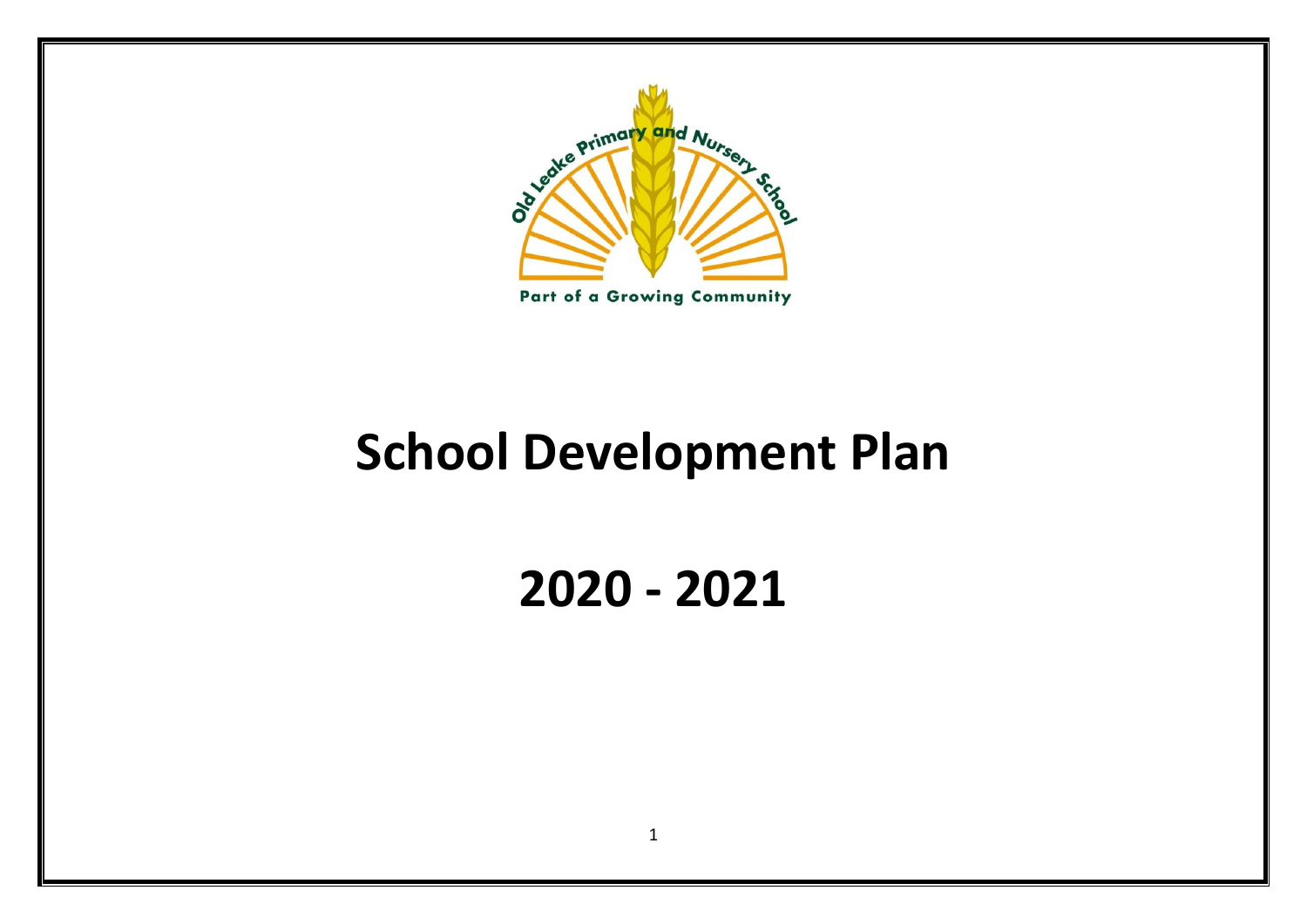Old Leake Primary and Nursery School

Part of a Growing Community

# School Development Plan

# 2020 - 2021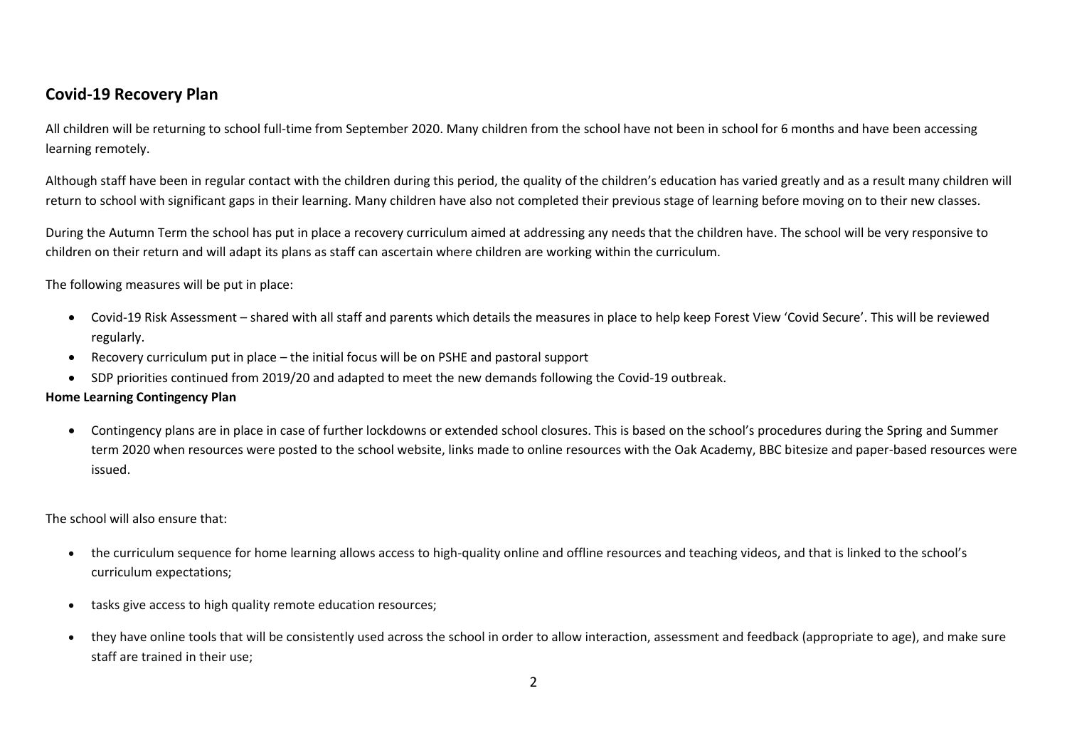## Covid-19 Recovery Plan

All children will be returning to school full-time from September 2020. Many children from the school have not been in school for 6 months and have been accessing learning remotely.

Although staff have been in regular contact with the children during this period, the quality of the children's education has varied greatly and as a result many children will return to school with significant gaps in their learning. Many children have also not completed their previous stage of learning before moving on to their new classes.

During the Autumn Term the school has put in place a recovery curriculum aimed at addressing any needs that the children have. The school will be very responsive to children on their return and will adapt its plans as staff can ascertain where children are working within the curriculum.

The following measures will be put in place:

- Covid-19 Risk Assessment – shared with all staff and parents which details the measures in place to help keep Forest View 'Covid Secure'. This will be reviewed regularly.
- Recovery curriculum put in place – the initial focus will be on PSHE and pastoral support
- SDP priorities continued from 2019/20 and adapted to meet the new demands following the Covid-19 outbreak.

**Home Learning Contingency Plan**

- Contingency plans are in place in case of further lockdowns or extended school closures. This is based on the school's procedures during the Spring and Summer term 2020 when resources were posted to the school website, links made to online resources with the Oak Academy, BBC bitesize and paper-based resources were issued.

The school will also ensure that:

- the curriculum sequence for home learning allows access to high-quality online and offline resources and teaching videos, and that is linked to the school's curriculum expectations;
- tasks give access to high quality remote education resources;
- they have online tools that will be consistently used across the school in order to allow interaction, assessment and feedback (appropriate to age), and make sure staff are trained in their use;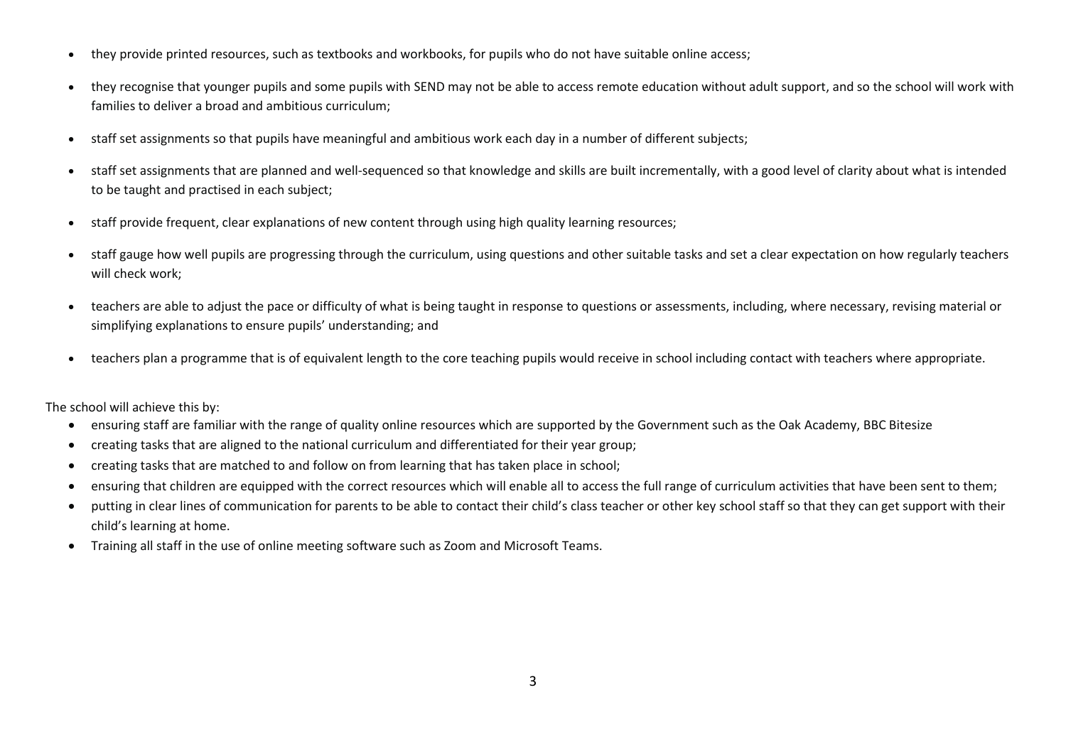- they provide printed resources, such as textbooks and workbooks, for pupils who do not have suitable online access;

- they recognise that younger pupils and some pupils with SEND may not be able to access remote education without adult support, and so the school will work with families to deliver a broad and ambitious curriculum;

- staff set assignments so that pupils have meaningful and ambitious work each day in a number of different subjects;

- staff set assignments that are planned and well-sequenced so that knowledge and skills are built incrementally, with a good level of clarity about what is intended to be taught and practised in each subject;

- staff provide frequent, clear explanations of new content through using high quality learning resources;

- staff gauge how well pupils are progressing through the curriculum, using questions and other suitable tasks and set a clear expectation on how regularly teachers will check work;

- teachers are able to adjust the pace or difficulty of what is being taught in response to questions or assessments, including, where necessary, revising material or simplifying explanations to ensure pupils' understanding; and

- teachers plan a programme that is of equivalent length to the core teaching pupils would receive in school including contact with teachers where appropriate.

The school will achieve this by:

- ensuring staff are familiar with the range of quality online resources which are supported by the Government such as the Oak Academy, BBC Bitesize
- creating tasks that are aligned to the national curriculum and differentiated for their year group;
- creating tasks that are matched to and follow on from learning that has taken place in school;
- ensuring that children are equipped with the correct resources which will enable all to access the full range of curriculum activities that have been sent to them;
- putting in clear lines of communication for parents to be able to contact their child's class teacher or other key school staff so that they can get support with their child's learning at home.
- Training all staff in the use of online meeting software such as Zoom and Microsoft Teams.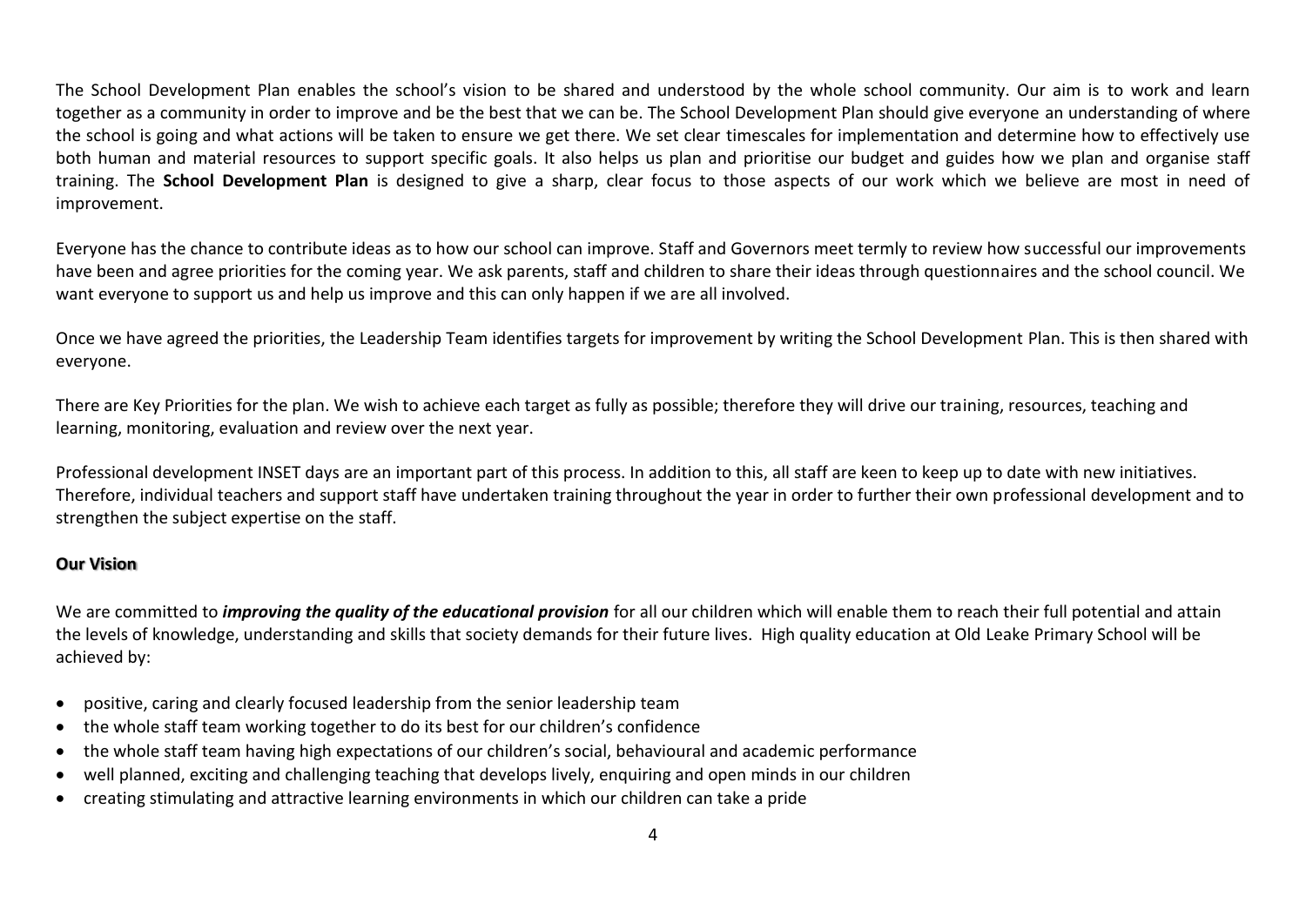The School Development Plan enables the school's vision to be shared and understood by the whole school community. Our aim is to work and learn together as a community in order to improve and be the best that we can be. The School Development Plan should give everyone an understanding of where the school is going and what actions will be taken to ensure we get there. We set clear timescales for implementation and determine how to effectively use both human and material resources to support specific goals. It also helps us plan and prioritise our budget and guides how we plan and organise staff training. The **School Development Plan** is designed to give a sharp, clear focus to those aspects of our work which we believe are most in need of improvement.

Everyone has the chance to contribute ideas as to how our school can improve. Staff and Governors meet termly to review how successful our improvements have been and agree priorities for the coming year. We ask parents, staff and children to share their ideas through questionnaires and the school council. We want everyone to support us and help us improve and this can only happen if we are all involved.

Once we have agreed the priorities, the Leadership Team identifies targets for improvement by writing the School Development Plan. This is then shared with everyone.

There are Key Priorities for the plan. We wish to achieve each target as fully as possible; therefore they will drive our training, resources, teaching and learning, monitoring, evaluation and review over the next year.

Professional development INSET days are an important part of this process. In addition to this, all staff are keen to keep up to date with new initiatives. Therefore, individual teachers and support staff have undertaken training throughout the year in order to further their own professional development and to strengthen the subject expertise on the staff.

## Our Vision

We are committed to ***improving the quality of the educational provision*** for all our children which will enable them to reach their full potential and attain the levels of knowledge, understanding and skills that society demands for their future lives. High quality education at Old Leake Primary School will be achieved by:

- positive, caring and clearly focused leadership from the senior leadership team
- the whole staff team working together to do its best for our children's confidence
- the whole staff team having high expectations of our children's social, behavioural and academic performance
- well planned, exciting and challenging teaching that develops lively, enquiring and open minds in our children
- creating stimulating and attractive learning environments in which our children can take a pride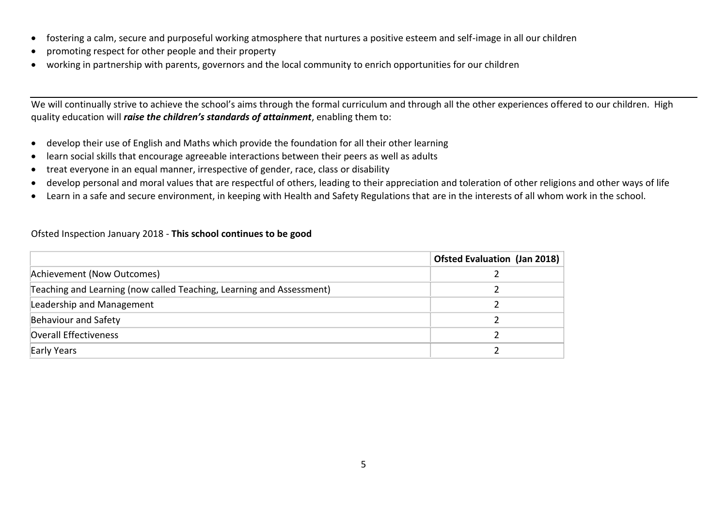- fostering a calm, secure and purposeful working atmosphere that nurtures a positive esteem and self-image in all our children
- promoting respect for other people and their property
- working in partnership with parents, governors and the local community to enrich opportunities for our children

---

We will continually strive to achieve the school's aims through the formal curriculum and through all the other experiences offered to our children. High quality education will ***raise the children's standards of attainment***, enabling them to:

- develop their use of English and Maths which provide the foundation for all their other learning
- learn social skills that encourage agreeable interactions between their peers as well as adults
- treat everyone in an equal manner, irrespective of gender, race, class or disability
- develop personal and moral values that are respectful of others, leading to their appreciation and toleration of other religions and other ways of life
- Learn in a safe and secure environment, in keeping with Health and Safety Regulations that are in the interests of all whom work in the school.

Ofsted Inspection January 2018 - **This school continues to be good**

| | **Ofsted Evaluation (Jan 2018)** |
|---|---|
| Achievement (Now Outcomes) | 2 |
| Teaching and Learning (now called Teaching, Learning and Assessment) | 2 |
| Leadership and Management | 2 |
| Behaviour and Safety | 2 |
| Overall Effectiveness | 2 |
| Early Years | 2 |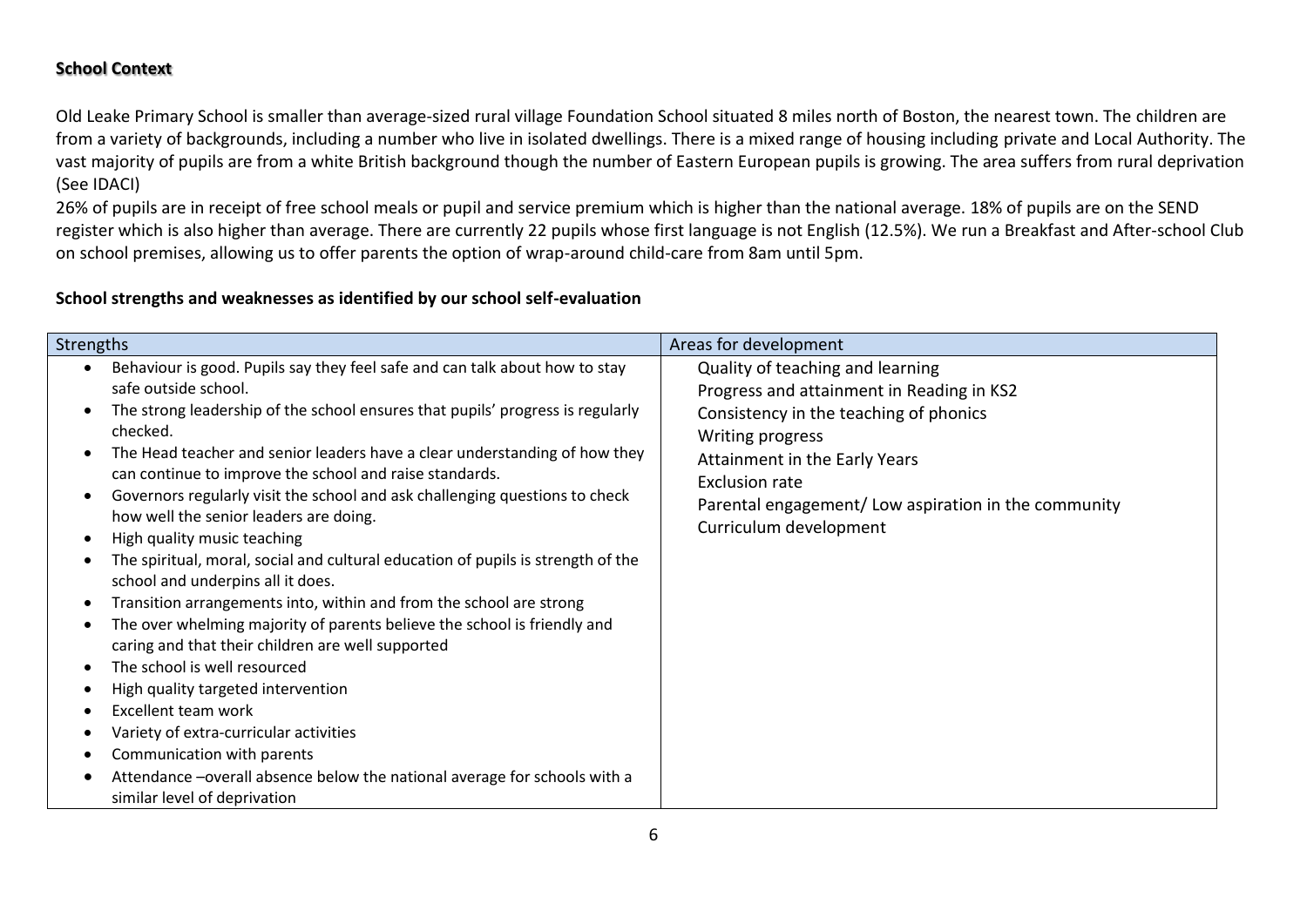## School Context

Old Leake Primary School is smaller than average-sized rural village Foundation School situated 8 miles north of Boston, the nearest town. The children are from a variety of backgrounds, including a number who live in isolated dwellings. There is a mixed range of housing including private and Local Authority. The vast majority of pupils are from a white British background though the number of Eastern European pupils is growing. The area suffers from rural deprivation (See IDACI)

26% of pupils are in receipt of free school meals or pupil and service premium which is higher than the national average. 18% of pupils are on the SEND register which is also higher than average. There are currently 22 pupils whose first language is not English (12.5%). We run a Breakfast and After-school Club on school premises, allowing us to offer parents the option of wrap-around child-care from 8am until 5pm.

### School strengths and weaknesses as identified by our school self-evaluation

| Strengths | Areas for development |
| --- | --- |
| • Behaviour is good. Pupils say they feel safe and can talk about how to stay safe outside school.<br>• The strong leadership of the school ensures that pupils' progress is regularly checked.<br>• The Head teacher and senior leaders have a clear understanding of how they can continue to improve the school and raise standards.<br>• Governors regularly visit the school and ask challenging questions to check how well the senior leaders are doing.<br>• High quality music teaching<br>• The spiritual, moral, social and cultural education of pupils is strength of the school and underpins all it does.<br>• Transition arrangements into, within and from the school are strong<br>• The over whelming majority of parents believe the school is friendly and caring and that their children are well supported<br>• The school is well resourced<br>• High quality targeted intervention<br>• Excellent team work<br>• Variety of extra-curricular activities<br>• Communication with parents<br>• Attendance –overall absence below the national average for schools with a similar level of deprivation | Quality of teaching and learning<br>Progress and attainment in Reading in KS2<br>Consistency in the teaching of phonics<br>Writing progress<br>Attainment in the Early Years<br>Exclusion rate<br>Parental engagement/ Low aspiration in the community<br>Curriculum development |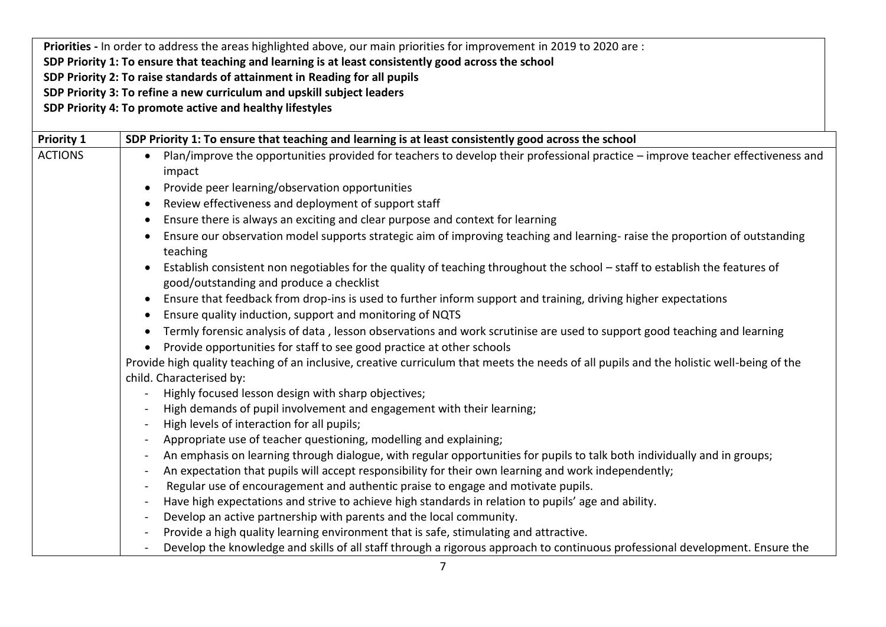**Priorities -** In order to address the areas highlighted above, our main priorities for improvement in 2019 to 2020 are :

**SDP Priority 1: To ensure that teaching and learning is at least consistently good across the school**
**SDP Priority 2: To raise standards of attainment in Reading for all pupils**
**SDP Priority 3: To refine a new curriculum and upskill subject leaders**
**SDP Priority 4: To promote active and healthy lifestyles**

| **Priority 1** | **SDP Priority 1: To ensure that teaching and learning is at least consistently good across the school** |
|---|---|
| ACTIONS | • Plan/improve the opportunities provided for teachers to develop their professional practice – improve teacher effectiveness and impact<br>• Provide peer learning/observation opportunities<br>• Review effectiveness and deployment of support staff<br>• Ensure there is always an exciting and clear purpose and context for learning<br>• Ensure our observation model supports strategic aim of improving teaching and learning- raise the proportion of outstanding teaching<br>• Establish consistent non negotiables for the quality of teaching throughout the school – staff to establish the features of good/outstanding and produce a checklist<br>• Ensure that feedback from drop-ins is used to further inform support and training, driving higher expectations<br>• Ensure quality induction, support and monitoring of NQTS<br>• Termly forensic analysis of data , lesson observations and work scrutinise are used to support good teaching and learning<br>• Provide opportunities for staff to see good practice at other schools<br>Provide high quality teaching of an inclusive, creative curriculum that meets the needs of all pupils and the holistic well-being of the child. Characterised by:<br>- Highly focused lesson design with sharp objectives;<br>- High demands of pupil involvement and engagement with their learning;<br>- High levels of interaction for all pupils;<br>- Appropriate use of teacher questioning, modelling and explaining;<br>- An emphasis on learning through dialogue, with regular opportunities for pupils to talk both individually and in groups;<br>- An expectation that pupils will accept responsibility for their own learning and work independently;<br>- Regular use of encouragement and authentic praise to engage and motivate pupils.<br>- Have high expectations and strive to achieve high standards in relation to pupils' age and ability.<br>- Develop an active partnership with parents and the local community.<br>- Provide a high quality learning environment that is safe, stimulating and attractive.<br>- Develop the knowledge and skills of all staff through a rigorous approach to continuous professional development. Ensure the |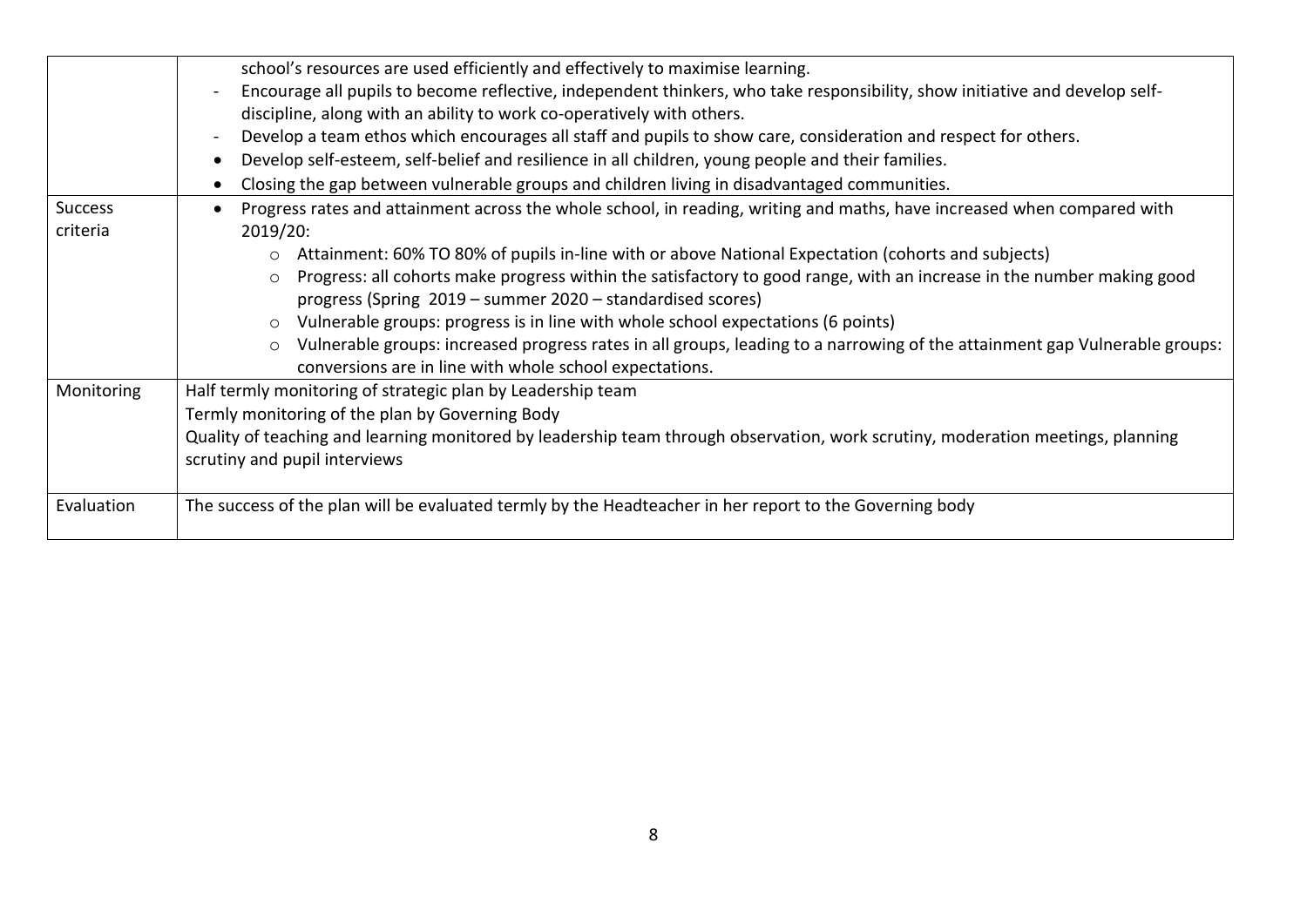| | |
|---|---|
| | school's resources are used efficiently and effectively to maximise learning.<br>- Encourage all pupils to become reflective, independent thinkers, who take responsibility, show initiative and develop self-discipline, along with an ability to work co-operatively with others.<br>- Develop a team ethos which encourages all staff and pupils to show care, consideration and respect for others.<br>• Develop self-esteem, self-belief and resilience in all children, young people and their families.<br>• Closing the gap between vulnerable groups and children living in disadvantaged communities. |
| Success criteria | • Progress rates and attainment across the whole school, in reading, writing and maths, have increased when compared with 2019/20:<br>○ Attainment: 60% TO 80% of pupils in-line with or above National Expectation (cohorts and subjects)<br>○ Progress: all cohorts make progress within the satisfactory to good range, with an increase in the number making good progress (Spring 2019 – summer 2020 – standardised scores)<br>○ Vulnerable groups: progress is in line with whole school expectations (6 points)<br>○ Vulnerable groups: increased progress rates in all groups, leading to a narrowing of the attainment gap Vulnerable groups: conversions are in line with whole school expectations. |
| Monitoring | Half termly monitoring of strategic plan by Leadership team<br>Termly monitoring of the plan by Governing Body<br>Quality of teaching and learning monitored by leadership team through observation, work scrutiny, moderation meetings, planning scrutiny and pupil interviews |
| Evaluation | The success of the plan will be evaluated termly by the Headteacher in her report to the Governing body |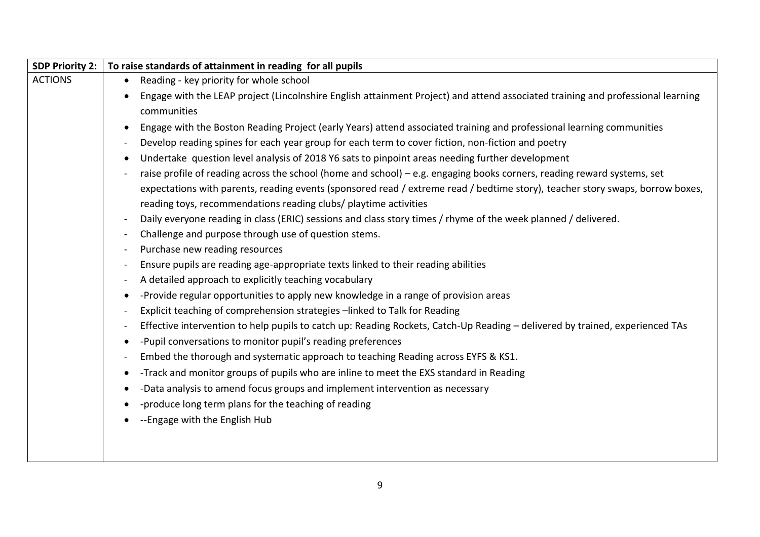| SDP Priority 2: | To raise standards of attainment in reading for all pupils |
|---|---|
| ACTIONS | • Reading - key priority for whole school<br>• Engage with the LEAP project (Lincolnshire English attainment Project) and attend associated training and professional learning communities<br>• Engage with the Boston Reading Project (early Years) attend associated training and professional learning communities<br>- Develop reading spines for each year group for each term to cover fiction, non-fiction and poetry<br>• Undertake question level analysis of 2018 Y6 sats to pinpoint areas needing further development<br>- raise profile of reading across the school (home and school) – e.g. engaging books corners, reading reward systems, set expectations with parents, reading events (sponsored read / extreme read / bedtime story), teacher story swaps, borrow boxes, reading toys, recommendations reading clubs/ playtime activities<br>- Daily everyone reading in class (ERIC) sessions and class story times / rhyme of the week planned / delivered.<br>- Challenge and purpose through use of question stems.<br>- Purchase new reading resources<br>- Ensure pupils are reading age-appropriate texts linked to their reading abilities<br>- A detailed approach to explicitly teaching vocabulary<br>• -Provide regular opportunities to apply new knowledge in a range of provision areas<br>- Explicit teaching of comprehension strategies –linked to Talk for Reading<br>- Effective intervention to help pupils to catch up: Reading Rockets, Catch-Up Reading – delivered by trained, experienced TAs<br>• -Pupil conversations to monitor pupil's reading preferences<br>- Embed the thorough and systematic approach to teaching Reading across EYFS & KS1.<br>• -Track and monitor groups of pupils who are inline to meet the EXS standard in Reading<br>• -Data analysis to amend focus groups and implement intervention as necessary<br>• -produce long term plans for the teaching of reading<br>• --Engage with the English Hub |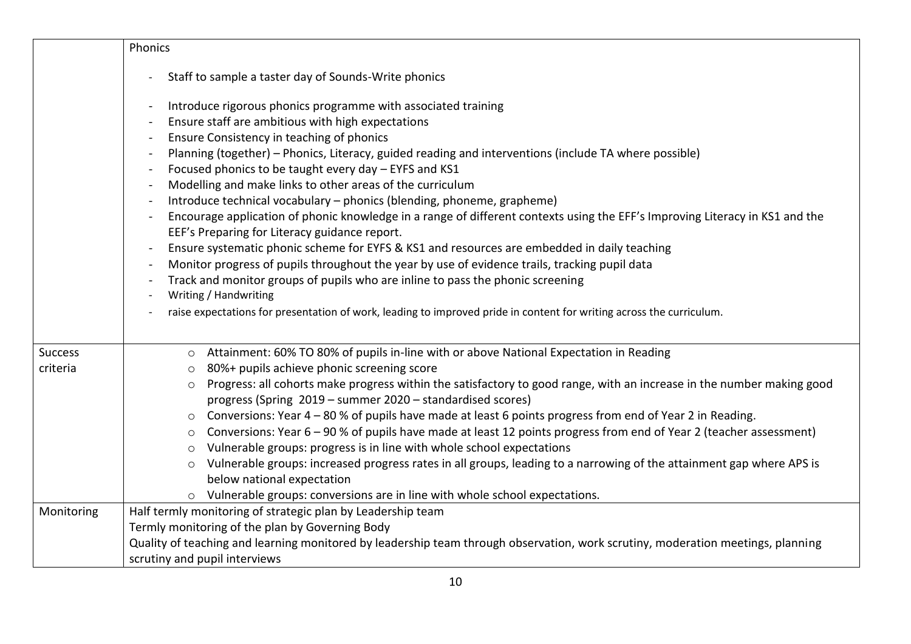| | |
|---|---|
| | Phonics<br><br>- Staff to sample a taster day of Sounds-Write phonics<br><br>- Introduce rigorous phonics programme with associated training<br>- Ensure staff are ambitious with high expectations<br>- Ensure Consistency in teaching of phonics<br>- Planning (together) – Phonics, Literacy, guided reading and interventions (include TA where possible)<br>- Focused phonics to be taught every day – EYFS and KS1<br>- Modelling and make links to other areas of the curriculum<br>- Introduce technical vocabulary – phonics (blending, phoneme, grapheme)<br>- Encourage application of phonic knowledge in a range of different contexts using the EEF's Improving Literacy in KS1 and the EEF's Preparing for Literacy guidance report.<br>- Ensure systematic phonic scheme for EYFS & KS1 and resources are embedded in daily teaching<br>- Monitor progress of pupils throughout the year by use of evidence trails, tracking pupil data<br>- Track and monitor groups of pupils who are inline to pass the phonic screening<br>- Writing / Handwriting<br>- raise expectations for presentation of work, leading to improved pride in content for writing across the curriculum. |
| Success criteria | ○ Attainment: 60% TO 80% of pupils in-line with or above National Expectation in Reading<br>○ 80%+ pupils achieve phonic screening score<br>○ Progress: all cohorts make progress within the satisfactory to good range, with an increase in the number making good progress (Spring 2019 – summer 2020 – standardised scores)<br>○ Conversions: Year 4 – 80 % of pupils have made at least 6 points progress from end of Year 2 in Reading.<br>○ Conversions: Year 6 – 90 % of pupils have made at least 12 points progress from end of Year 2 (teacher assessment)<br>○ Vulnerable groups: progress is in line with whole school expectations<br>○ Vulnerable groups: increased progress rates in all groups, leading to a narrowing of the attainment gap where APS is below national expectation<br>○ Vulnerable groups: conversions are in line with whole school expectations. |
| Monitoring | Half termly monitoring of strategic plan by Leadership team<br>Termly monitoring of the plan by Governing Body<br>Quality of teaching and learning monitored by leadership team through observation, work scrutiny, moderation meetings, planning scrutiny and pupil interviews |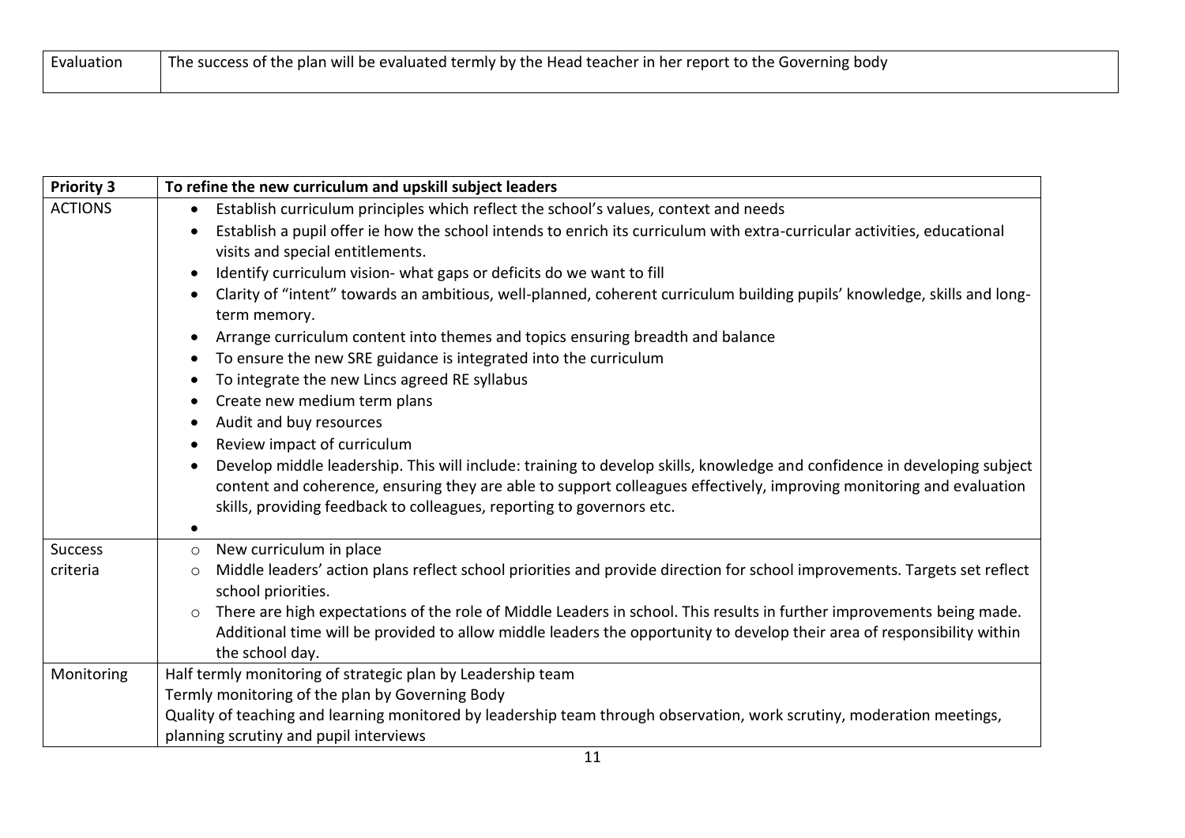| Evaluation | The success of the plan will be evaluated termly by the Head teacher in her report to the Governing body |
|---|---|

| **Priority 3** | **To refine the new curriculum and upskill subject leaders** |
|---|---|
| ACTIONS | • Establish curriculum principles which reflect the school's values, context and needs<br>• Establish a pupil offer ie how the school intends to enrich its curriculum with extra-curricular activities, educational visits and special entitlements.<br>• Identify curriculum vision- what gaps or deficits do we want to fill<br>• Clarity of "intent" towards an ambitious, well-planned, coherent curriculum building pupils' knowledge, skills and long-term memory.<br>• Arrange curriculum content into themes and topics ensuring breadth and balance<br>• To ensure the new SRE guidance is integrated into the curriculum<br>• To integrate the new Lincs agreed RE syllabus<br>• Create new medium term plans<br>• Audit and buy resources<br>• Review impact of curriculum<br>• Develop middle leadership. This will include: training to develop skills, knowledge and confidence in developing subject content and coherence, ensuring they are able to support colleagues effectively, improving monitoring and evaluation skills, providing feedback to colleagues, reporting to governors etc.<br>• |
| Success criteria | ○ New curriculum in place<br>○ Middle leaders' action plans reflect school priorities and provide direction for school improvements. Targets set reflect school priorities.<br>○ There are high expectations of the role of Middle Leaders in school. This results in further improvements being made. Additional time will be provided to allow middle leaders the opportunity to develop their area of responsibility within the school day. |
| Monitoring | Half termly monitoring of strategic plan by Leadership team<br>Termly monitoring of the plan by Governing Body<br>Quality of teaching and learning monitored by leadership team through observation, work scrutiny, moderation meetings, planning scrutiny and pupil interviews |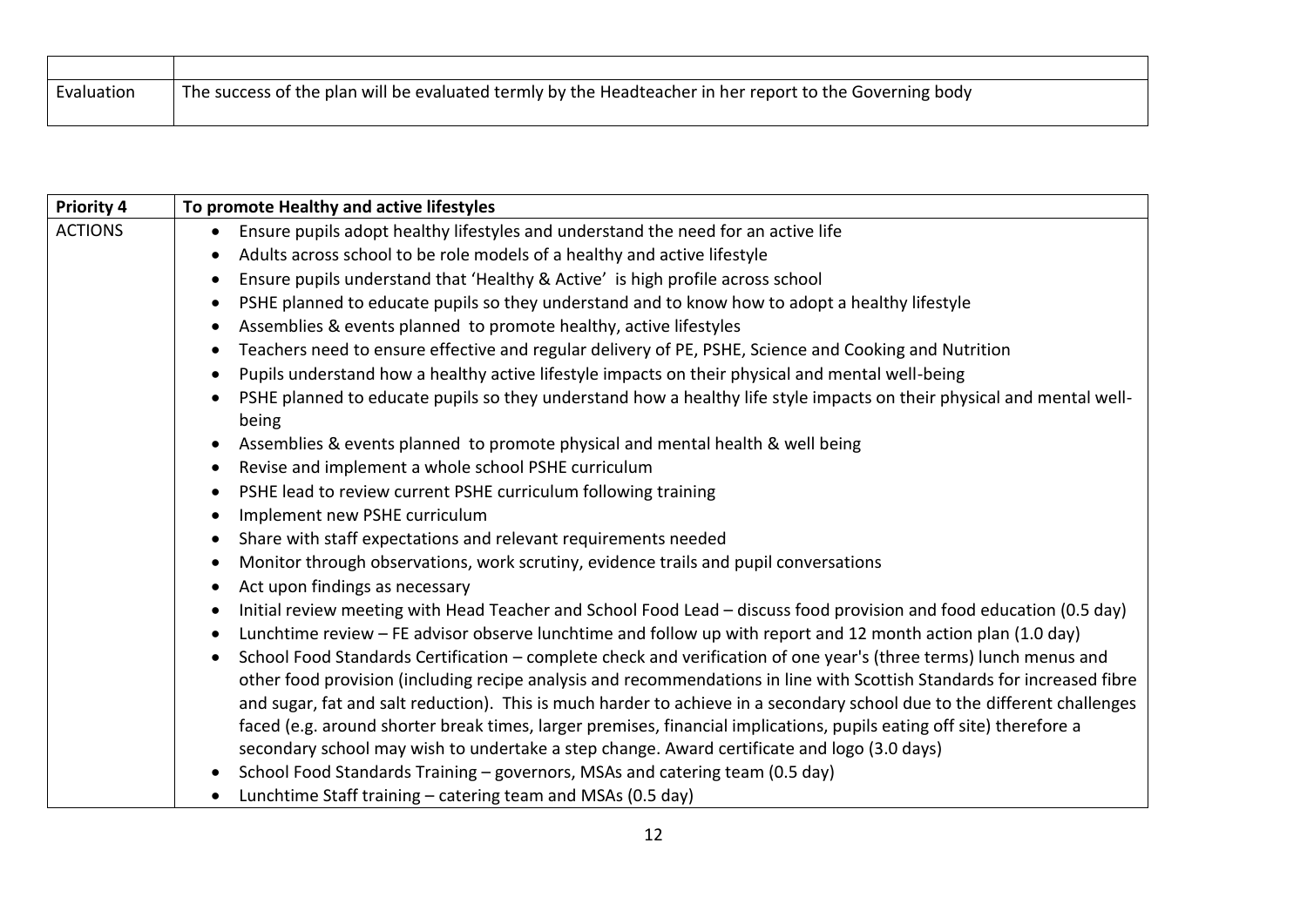| | |
|---|---|
| Evaluation | The success of the plan will be evaluated termly by the Headteacher in her report to the Governing body |

| **Priority 4** | **To promote Healthy and active lifestyles** |
|---|---|
| ACTIONS | • Ensure pupils adopt healthy lifestyles and understand the need for an active life<br>• Adults across school to be role models of a healthy and active lifestyle<br>• Ensure pupils understand that 'Healthy & Active' is high profile across school<br>• PSHE planned to educate pupils so they understand and to know how to adopt a healthy lifestyle<br>• Assemblies & events planned to promote healthy, active lifestyles<br>• Teachers need to ensure effective and regular delivery of PE, PSHE, Science and Cooking and Nutrition<br>• Pupils understand how a healthy active lifestyle impacts on their physical and mental well-being<br>• PSHE planned to educate pupils so they understand how a healthy life style impacts on their physical and mental well-being<br>• Assemblies & events planned to promote physical and mental health & well being<br>• Revise and implement a whole school PSHE curriculum<br>• PSHE lead to review current PSHE curriculum following training<br>• Implement new PSHE curriculum<br>• Share with staff expectations and relevant requirements needed<br>• Monitor through observations, work scrutiny, evidence trails and pupil conversations<br>• Act upon findings as necessary<br>• Initial review meeting with Head Teacher and School Food Lead – discuss food provision and food education (0.5 day)<br>• Lunchtime review – FE advisor observe lunchtime and follow up with report and 12 month action plan (1.0 day)<br>• School Food Standards Certification – complete check and verification of one year's (three terms) lunch menus and other food provision (including recipe analysis and recommendations in line with Scottish Standards for increased fibre and sugar, fat and salt reduction). This is much harder to achieve in a secondary school due to the different challenges faced (e.g. around shorter break times, larger premises, financial implications, pupils eating off site) therefore a secondary school may wish to undertake a step change. Award certificate and logo (3.0 days)<br>• School Food Standards Training – governors, MSAs and catering team (0.5 day)<br>• Lunchtime Staff training – catering team and MSAs (0.5 day) |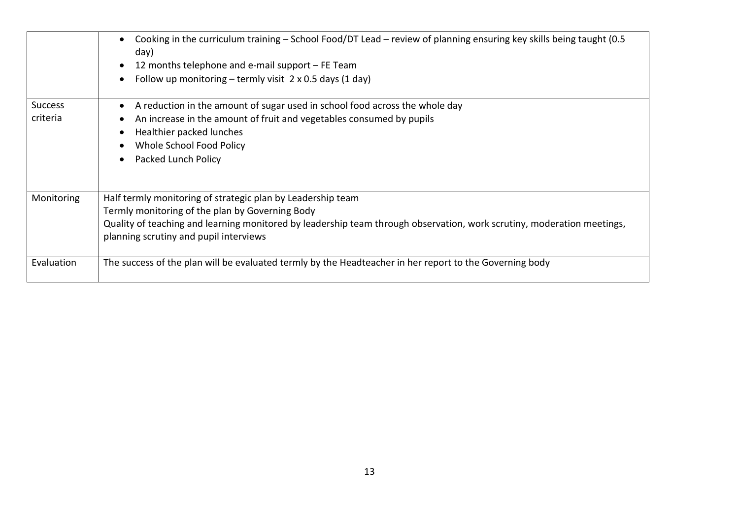| | |
|---|---|
| | • Cooking in the curriculum training – School Food/DT Lead – review of planning ensuring key skills being taught (0.5 day)<br>• 12 months telephone and e-mail support – FE Team<br>• Follow up monitoring – termly visit 2 x 0.5 days (1 day) |
| Success criteria | • A reduction in the amount of sugar used in school food across the whole day<br>• An increase in the amount of fruit and vegetables consumed by pupils<br>• Healthier packed lunches<br>• Whole School Food Policy<br>• Packed Lunch Policy |
| Monitoring | Half termly monitoring of strategic plan by Leadership team<br>Termly monitoring of the plan by Governing Body<br>Quality of teaching and learning monitored by leadership team through observation, work scrutiny, moderation meetings, planning scrutiny and pupil interviews |
| Evaluation | The success of the plan will be evaluated termly by the Headteacher in her report to the Governing body |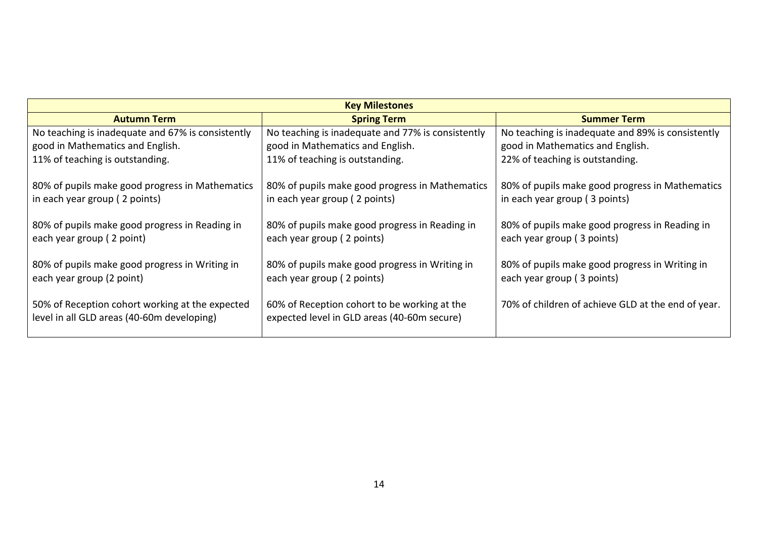| Key Milestones | | |
|---|---|---|
| **Autumn Term** | **Spring Term** | **Summer Term** |
| No teaching is inadequate and 67% is consistently good in Mathematics and English.<br>11% of teaching is outstanding.<br><br>80% of pupils make good progress in Mathematics in each year group ( 2 points)<br><br>80% of pupils make good progress in Reading in each year group ( 2 point)<br><br>80% of pupils make good progress in Writing in each year group (2 point)<br><br>50% of Reception cohort working at the expected level in all GLD areas (40-60m developing) | No teaching is inadequate and 77% is consistently good in Mathematics and English.<br>11% of teaching is outstanding.<br><br>80% of pupils make good progress in Mathematics in each year group ( 2 points)<br><br>80% of pupils make good progress in Reading in each year group ( 2 points)<br><br>80% of pupils make good progress in Writing in each year group ( 2 points)<br><br>60% of Reception cohort to be working at the expected level in GLD areas (40-60m secure) | No teaching is inadequate and 89% is consistently good in Mathematics and English.<br>22% of teaching is outstanding.<br><br>80% of pupils make good progress in Mathematics in each year group ( 3 points)<br><br>80% of pupils make good progress in Reading in each year group ( 3 points)<br><br>80% of pupils make good progress in Writing in each year group ( 3 points)<br><br>70% of children of achieve GLD at the end of year. |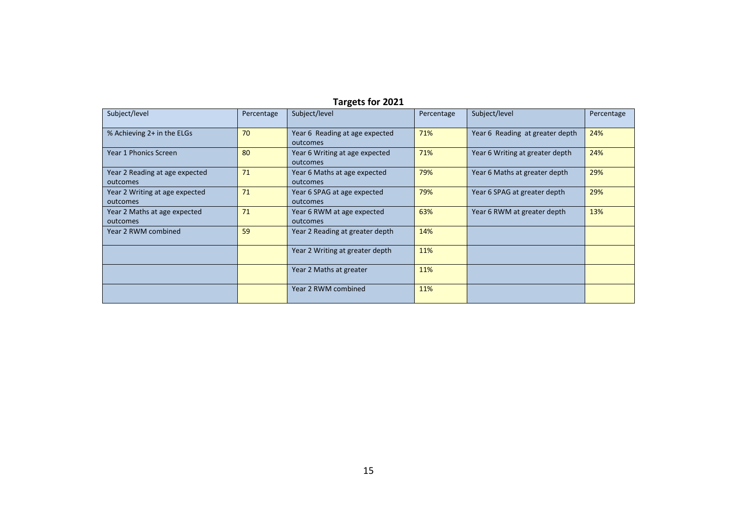## Targets for 2021

| Subject/level | Percentage | Subject/level | Percentage | Subject/level | Percentage |
|---|---|---|---|---|---|
| % Achieving 2+ in the ELGs | 70 | Year 6 Reading at age expected outcomes | 71% | Year 6 Reading at greater depth | 24% |
| Year 1 Phonics Screen | 80 | Year 6 Writing at age expected outcomes | 71% | Year 6 Writing at greater depth | 24% |
| Year 2 Reading at age expected outcomes | 71 | Year 6 Maths at age expected outcomes | 79% | Year 6 Maths at greater depth | 29% |
| Year 2 Writing at age expected outcomes | 71 | Year 6 SPAG at age expected outcomes | 79% | Year 6 SPAG at greater depth | 29% |
| Year 2 Maths at age expected outcomes | 71 | Year 6 RWM at age expected outcomes | 63% | Year 6 RWM at greater depth | 13% |
| Year 2 RWM combined | 59 | Year 2 Reading at greater depth | 14% | | |
| | | Year 2 Writing at greater depth | 11% | | |
| | | Year 2 Maths at greater | 11% | | |
| | | Year 2 RWM combined | 11% | | |